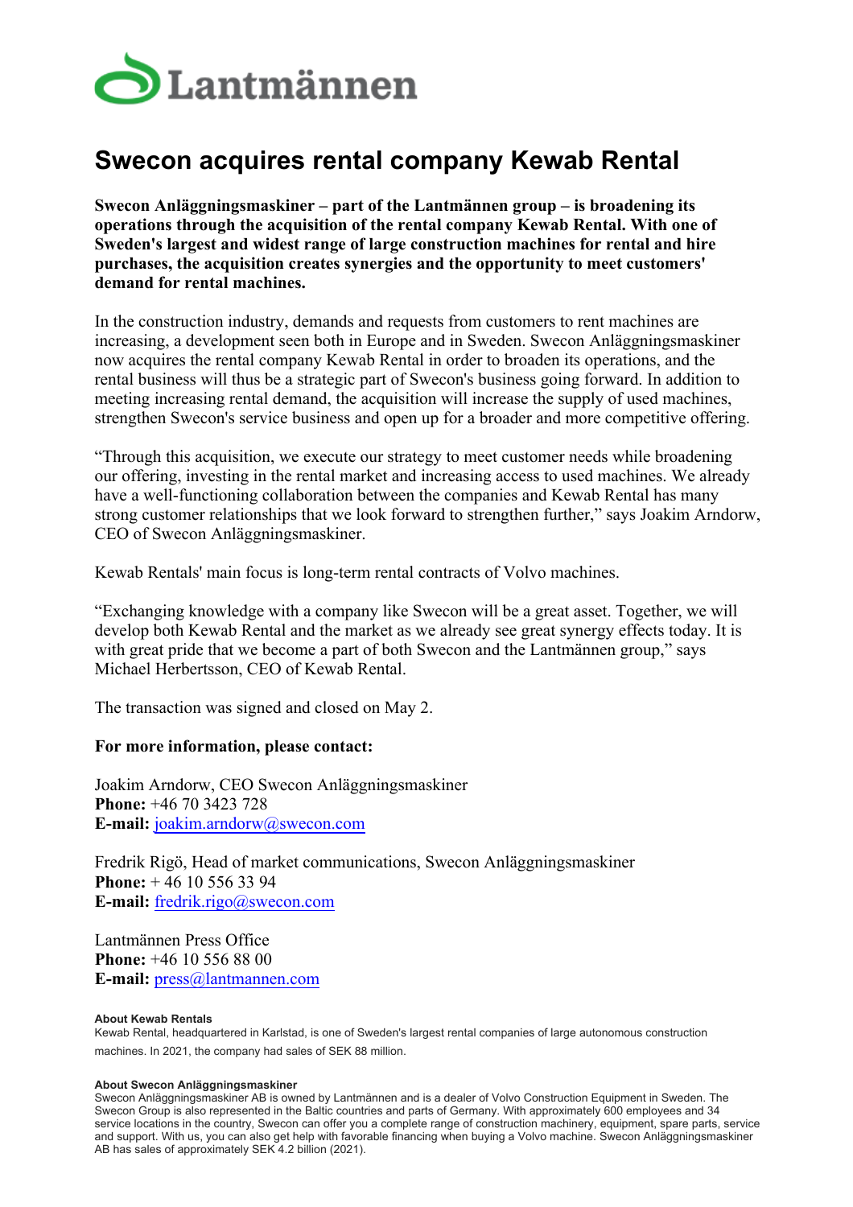Lantmännen

# Swecon acquires rental company Kewab Rental

**Swecon Anläggningsmaskiner – part of the Lantmännen group – is broadening its operations through the acquisition of the rental company Kewab Rental. With one of Sweden's largest and widest range of large construction machines for rental and hire purchases, the acquisition creates synergies and the opportunity to meet customers' demand for rental machines.**

In the construction industry, demands and requests from customers to rent machines are increasing, a development seen both in Europe and in Sweden. Swecon Anläggningsmaskiner now acquires the rental company Kewab Rental in order to broaden its operations, and the rental business will thus be a strategic part of Swecon's business going forward. In addition to meeting increasing rental demand, the acquisition will increase the supply of used machines, strengthen Swecon's service business and open up for a broader and more competitive offering.

"Through this acquisition, we execute our strategy to meet customer needs while broadening our offering, investing in the rental market and increasing access to used machines. We already have a well-functioning collaboration between the companies and Kewab Rental has many strong customer relationships that we look forward to strengthen further," says Joakim Arndorw, CEO of Swecon Anläggningsmaskiner.

Kewab Rentals' main focus is long-term rental contracts of Volvo machines.

"Exchanging knowledge with a company like Swecon will be a great asset. Together, we will develop both Kewab Rental and the market as we already see great synergy effects today. It is with great pride that we become a part of both Swecon and the Lantmännen group," says Michael Herbertsson, CEO of Kewab Rental.

The transaction was signed and closed on May 2.

**For more information, please contact:**

Joakim Arndorw, CEO Swecon Anläggningsmaskiner
**Phone:** +46 70 3423 728
**E-mail:** joakim.arndorw@swecon.com

Fredrik Rigö, Head of market communications, Swecon Anläggningsmaskiner
**Phone:** + 46 10 556 33 94
**E-mail:** fredrik.rigo@swecon.com

Lantmännen Press Office
**Phone:** +46 10 556 88 00
**E-mail:** press@lantmannen.com

**About Kewab Rentals**
Kewab Rental, headquartered in Karlstad, is one of Sweden's largest rental companies of large autonomous construction machines. In 2021, the company had sales of SEK 88 million.

**About Swecon Anläggningsmaskiner**
Swecon Anläggningsmaskiner AB is owned by Lantmännen and is a dealer of Volvo Construction Equipment in Sweden. The Swecon Group is also represented in the Baltic countries and parts of Germany. With approximately 600 employees and 34 service locations in the country, Swecon can offer you a complete range of construction machinery, equipment, spare parts, service and support. With us, you can also get help with favorable financing when buying a Volvo machine. Swecon Anläggningsmaskiner AB has sales of approximately SEK 4.2 billion (2021).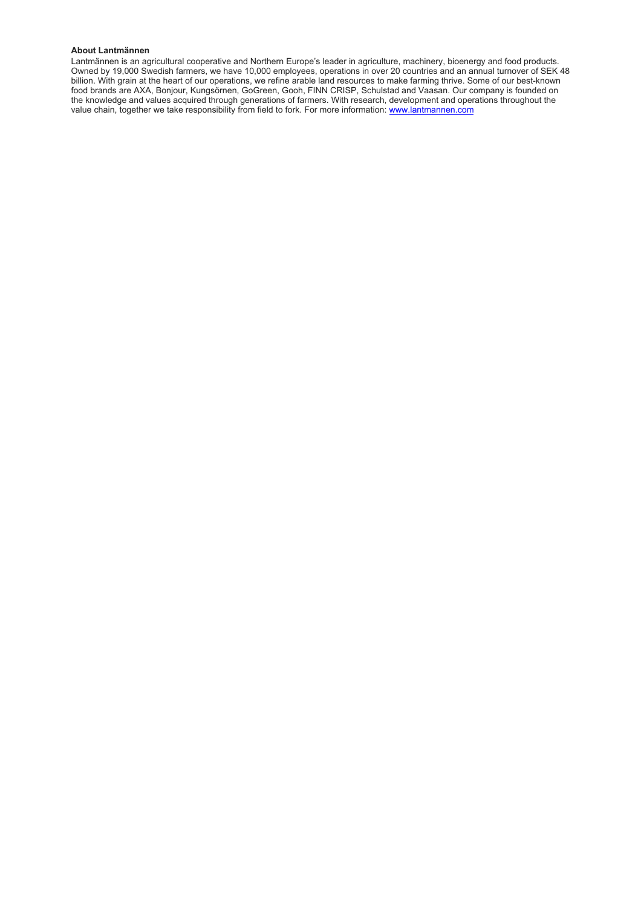**About Lantmännen**

Lantmännen is an agricultural cooperative and Northern Europe's leader in agriculture, machinery, bioenergy and food products. Owned by 19,000 Swedish farmers, we have 10,000 employees, operations in over 20 countries and an annual turnover of SEK 48 billion. With grain at the heart of our operations, we refine arable land resources to make farming thrive. Some of our best-known food brands are AXA, Bonjour, Kungsörnen, GoGreen, Gooh, FINN CRISP, Schulstad and Vaasan. Our company is founded on the knowledge and values acquired through generations of farmers. With research, development and operations throughout the value chain, together we take responsibility from field to fork. For more information: [www.lantmannen.com](http://www.lantmannen.com)